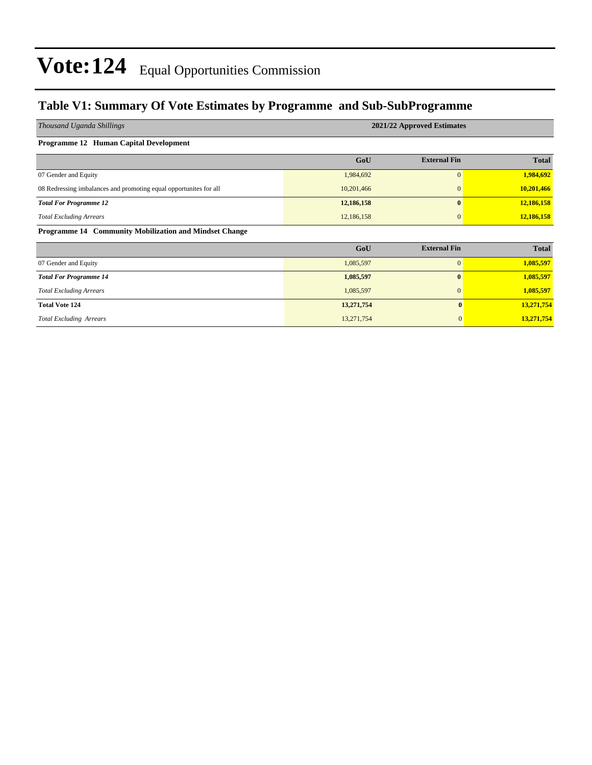# Vote:124 Equal Opportunities Commission

## Table V1: Summary Of Vote Estimates by Programme and Sub-SubProgramme

| *Thousand Uganda Shillings* | 2021/22 Approved Estimates | | |
|---|---|---|---|
| **Programme 12 Human Capital Development** | | | |
| | **GoU** | **External Fin** | **Total** |
| 07 Gender and Equity | 1,984,692 | 0 | **1,984,692** |
| 08 Redressing imbalances and promoting equal opportunites for all | 10,201,466 | 0 | **10,201,466** |
| ***Total For Programme 12*** | **12,186,158** | **0** | **12,186,158** |
| *Total Excluding Arrears* | 12,186,158 | 0 | **12,186,158** |
| **Programme 14 Community Mobilization and Mindset Change** | | | |
| | **GoU** | **External Fin** | **Total** |
| 07 Gender and Equity | 1,085,597 | 0 | **1,085,597** |
| ***Total For Programme 14*** | **1,085,597** | **0** | **1,085,597** |
| *Total Excluding Arrears* | 1,085,597 | 0 | **1,085,597** |
| **Total Vote 124** | **13,271,754** | **0** | **13,271,754** |
| *Total Excluding Arrears* | 13,271,754 | 0 | **13,271,754** |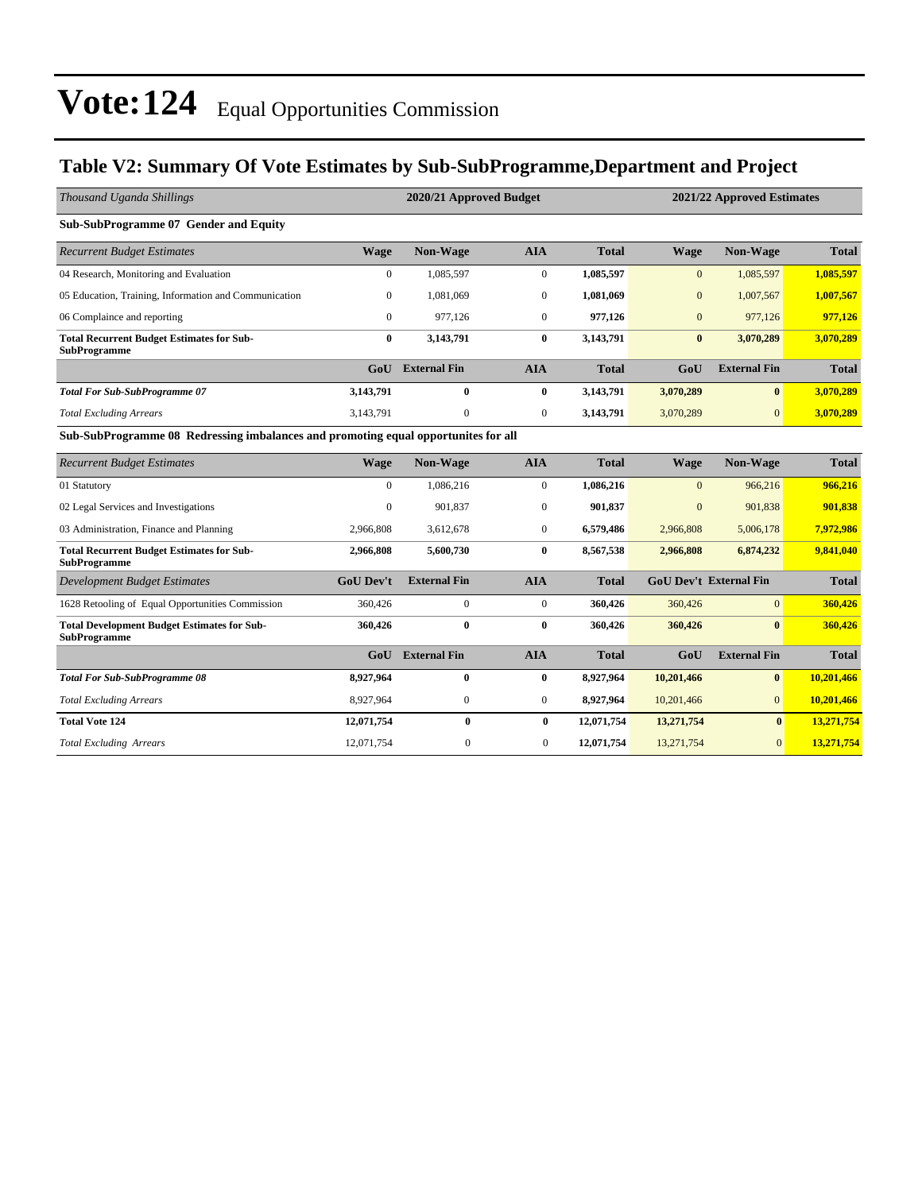# Vote:124 Equal Opportunities Commission

## Table V2: Summary Of Vote Estimates by Sub-SubProgramme,Department and Project

| *Thousand Uganda Shillings* | 2020/21 Approved Budget | | | | 2021/22 Approved Estimates | | |
|---|---|---|---|---|---|---|---|
| **Sub-SubProgramme 07 Gender and Equity** | | | | | | | |
| *Recurrent Budget Estimates* | **Wage** | **Non-Wage** | **AIA** | **Total** | **Wage** | **Non-Wage** | **Total** |
| 04 Research, Monitoring and Evaluation | 0 | 1,085,597 | 0 | **1,085,597** | 0 | 1,085,597 | **1,085,597** |
| 05 Education, Training, Information and Communication | 0 | 1,081,069 | 0 | **1,081,069** | 0 | 1,007,567 | **1,007,567** |
| 06 Complaince and reporting | 0 | 977,126 | 0 | **977,126** | 0 | 977,126 | **977,126** |
| **Total Recurrent Budget Estimates for Sub-SubProgramme** | **0** | **3,143,791** | **0** | **3,143,791** | **0** | **3,070,289** | **3,070,289** |
| | **GoU** | **External Fin** | **AIA** | **Total** | **GoU** | **External Fin** | **Total** |
| ***Total For Sub-SubProgramme 07*** | **3,143,791** | **0** | **0** | **3,143,791** | **3,070,289** | **0** | **3,070,289** |
| *Total Excluding Arrears* | 3,143,791 | 0 | 0 | **3,143,791** | 3,070,289 | 0 | **3,070,289** |
| **Sub-SubProgramme 08 Redressing imbalances and promoting equal opportunites for all** | | | | | | | |
| *Recurrent Budget Estimates* | **Wage** | **Non-Wage** | **AIA** | **Total** | **Wage** | **Non-Wage** | **Total** |
| 01 Statutory | 0 | 1,086,216 | 0 | **1,086,216** | 0 | 966,216 | **966,216** |
| 02 Legal Services and Investigations | 0 | 901,837 | 0 | **901,837** | 0 | 901,838 | **901,838** |
| 03 Administration, Finance and Planning | 2,966,808 | 3,612,678 | 0 | **6,579,486** | 2,966,808 | 5,006,178 | **7,972,986** |
| **Total Recurrent Budget Estimates for Sub-SubProgramme** | **2,966,808** | **5,600,730** | **0** | **8,567,538** | **2,966,808** | **6,874,232** | **9,841,040** |
| *Development Budget Estimates* | **GoU Dev't** | **External Fin** | **AIA** | **Total** | **GoU Dev't** | **External Fin** | **Total** |
| 1628 Retooling of Equal Opportunities Commission | 360,426 | 0 | 0 | **360,426** | 360,426 | 0 | **360,426** |
| **Total Development Budget Estimates for Sub-SubProgramme** | **360,426** | **0** | **0** | **360,426** | **360,426** | **0** | **360,426** |
| | **GoU** | **External Fin** | **AIA** | **Total** | **GoU** | **External Fin** | **Total** |
| ***Total For Sub-SubProgramme 08*** | **8,927,964** | **0** | **0** | **8,927,964** | **10,201,466** | **0** | **10,201,466** |
| *Total Excluding Arrears* | 8,927,964 | 0 | 0 | **8,927,964** | 10,201,466 | 0 | **10,201,466** |
| **Total Vote 124** | **12,071,754** | **0** | **0** | **12,071,754** | **13,271,754** | **0** | **13,271,754** |
| *Total Excluding Arrears* | 12,071,754 | 0 | 0 | **12,071,754** | 13,271,754 | 0 | **13,271,754** |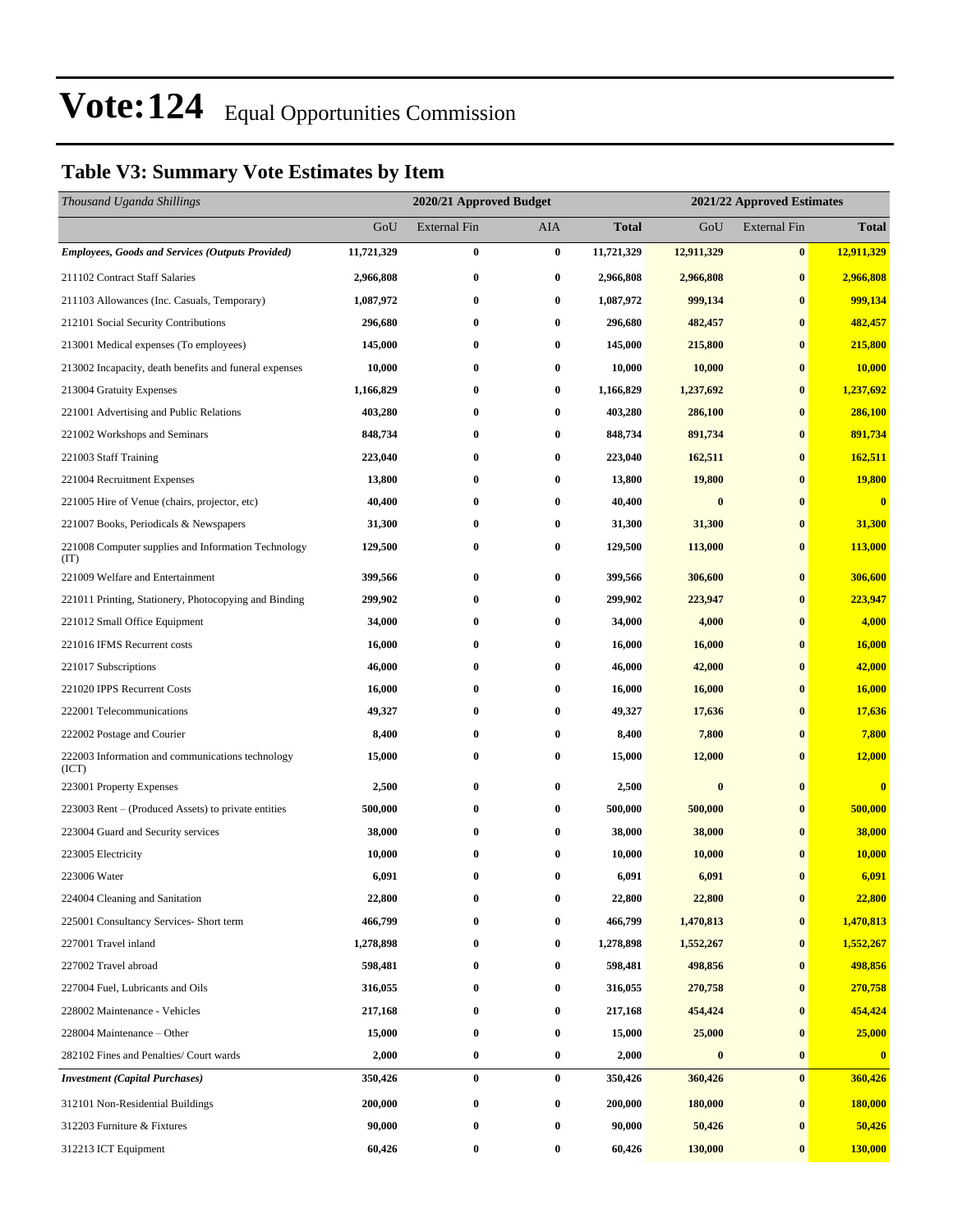# Vote:124 Equal Opportunities Commission

## Table V3: Summary Vote Estimates by Item

| *Thousand Uganda Shillings* | 2020/21 Approved Budget | | | | 2021/22 Approved Estimates | | |
|---|---|---|---|---|---|---|---|
| | GoU | External Fin | AIA | **Total** | GoU | External Fin | **Total** |
| ***Employees, Goods and Services (Outputs Provided)*** | **11,721,329** | **0** | **0** | **11,721,329** | **12,911,329** | **0** | **12,911,329** |
| 211102 Contract Staff Salaries | **2,966,808** | **0** | **0** | **2,966,808** | **2,966,808** | **0** | **2,966,808** |
| 211103 Allowances (Inc. Casuals, Temporary) | **1,087,972** | **0** | **0** | **1,087,972** | **999,134** | **0** | **999,134** |
| 212101 Social Security Contributions | **296,680** | **0** | **0** | **296,680** | **482,457** | **0** | **482,457** |
| 213001 Medical expenses (To employees) | **145,000** | **0** | **0** | **145,000** | **215,800** | **0** | **215,800** |
| 213002 Incapacity, death benefits and funeral expenses | **10,000** | **0** | **0** | **10,000** | **10,000** | **0** | **10,000** |
| 213004 Gratuity Expenses | **1,166,829** | **0** | **0** | **1,166,829** | **1,237,692** | **0** | **1,237,692** |
| 221001 Advertising and Public Relations | **403,280** | **0** | **0** | **403,280** | **286,100** | **0** | **286,100** |
| 221002 Workshops and Seminars | **848,734** | **0** | **0** | **848,734** | **891,734** | **0** | **891,734** |
| 221003 Staff Training | **223,040** | **0** | **0** | **223,040** | **162,511** | **0** | **162,511** |
| 221004 Recruitment Expenses | **13,800** | **0** | **0** | **13,800** | **19,800** | **0** | **19,800** |
| 221005 Hire of Venue (chairs, projector, etc) | **40,400** | **0** | **0** | **40,400** | **0** | **0** | **0** |
| 221007 Books, Periodicals & Newspapers | **31,300** | **0** | **0** | **31,300** | **31,300** | **0** | **31,300** |
| 221008 Computer supplies and Information Technology (IT) | **129,500** | **0** | **0** | **129,500** | **113,000** | **0** | **113,000** |
| 221009 Welfare and Entertainment | **399,566** | **0** | **0** | **399,566** | **306,600** | **0** | **306,600** |
| 221011 Printing, Stationery, Photocopying and Binding | **299,902** | **0** | **0** | **299,902** | **223,947** | **0** | **223,947** |
| 221012 Small Office Equipment | **34,000** | **0** | **0** | **34,000** | **4,000** | **0** | **4,000** |
| 221016 IFMS Recurrent costs | **16,000** | **0** | **0** | **16,000** | **16,000** | **0** | **16,000** |
| 221017 Subscriptions | **46,000** | **0** | **0** | **46,000** | **42,000** | **0** | **42,000** |
| 221020 IPPS Recurrent Costs | **16,000** | **0** | **0** | **16,000** | **16,000** | **0** | **16,000** |
| 222001 Telecommunications | **49,327** | **0** | **0** | **49,327** | **17,636** | **0** | **17,636** |
| 222002 Postage and Courier | **8,400** | **0** | **0** | **8,400** | **7,800** | **0** | **7,800** |
| 222003 Information and communications technology (ICT) | **15,000** | **0** | **0** | **15,000** | **12,000** | **0** | **12,000** |
| 223001 Property Expenses | **2,500** | **0** | **0** | **2,500** | **0** | **0** | **0** |
| 223003 Rent – (Produced Assets) to private entities | **500,000** | **0** | **0** | **500,000** | **500,000** | **0** | **500,000** |
| 223004 Guard and Security services | **38,000** | **0** | **0** | **38,000** | **38,000** | **0** | **38,000** |
| 223005 Electricity | **10,000** | **0** | **0** | **10,000** | **10,000** | **0** | **10,000** |
| 223006 Water | **6,091** | **0** | **0** | **6,091** | **6,091** | **0** | **6,091** |
| 224004 Cleaning and Sanitation | **22,800** | **0** | **0** | **22,800** | **22,800** | **0** | **22,800** |
| 225001 Consultancy Services- Short term | **466,799** | **0** | **0** | **466,799** | **1,470,813** | **0** | **1,470,813** |
| 227001 Travel inland | **1,278,898** | **0** | **0** | **1,278,898** | **1,552,267** | **0** | **1,552,267** |
| 227002 Travel abroad | **598,481** | **0** | **0** | **598,481** | **498,856** | **0** | **498,856** |
| 227004 Fuel, Lubricants and Oils | **316,055** | **0** | **0** | **316,055** | **270,758** | **0** | **270,758** |
| 228002 Maintenance - Vehicles | **217,168** | **0** | **0** | **217,168** | **454,424** | **0** | **454,424** |
| 228004 Maintenance – Other | **15,000** | **0** | **0** | **15,000** | **25,000** | **0** | **25,000** |
| 282102 Fines and Penalties/ Court wards | **2,000** | **0** | **0** | **2,000** | **0** | **0** | **0** |
| ***Investment (Capital Purchases)*** | **350,426** | **0** | **0** | **350,426** | **360,426** | **0** | **360,426** |
| 312101 Non-Residential Buildings | **200,000** | **0** | **0** | **200,000** | **180,000** | **0** | **180,000** |
| 312203 Furniture & Fixtures | **90,000** | **0** | **0** | **90,000** | **50,426** | **0** | **50,426** |
| 312213 ICT Equipment | **60,426** | **0** | **0** | **60,426** | **130,000** | **0** | **130,000** |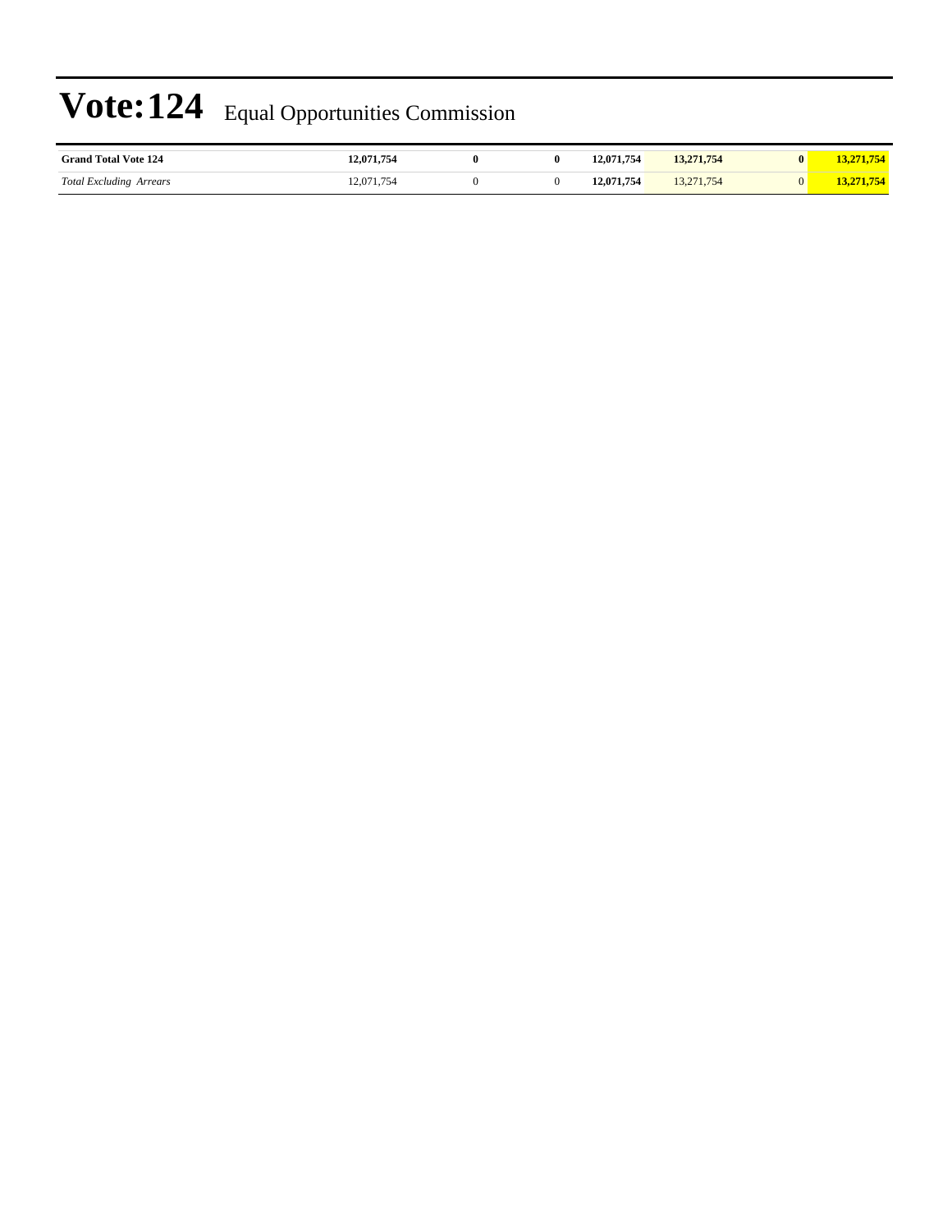# Vote:124 Equal Opportunities Commission

| | | | | | | | |
|---|---|---|---|---|---|---|---|
| **Grand Total Vote 124** | **12,071,754** | **0** | **0** | **12,071,754** | **13,271,754** | **0** | **13,271,754** |
| *Total Excluding Arrears* | 12,071,754 | 0 | 0 | **12,071,754** | 13,271,754 | 0 | **13,271,754** |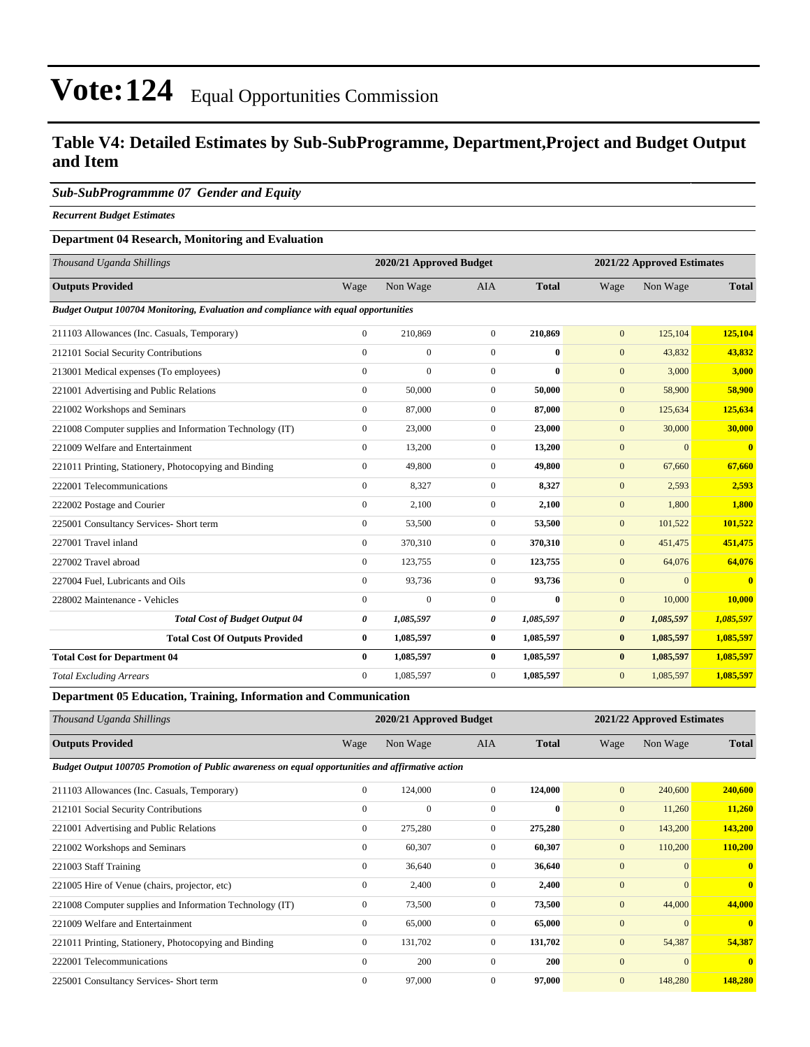# Vote:124 Equal Opportunities Commission

## Table V4: Detailed Estimates by Sub-SubProgramme, Department,Project and Budget Output and Item

### *Sub-SubProgrammme 07 Gender and Equity*

***Recurrent Budget Estimates***

#### Department 04 Research, Monitoring and Evaluation

| *Thousand Uganda Shillings* | 2020/21 Approved Budget | | | | 2021/22 Approved Estimates | | |
|---|---|---|---|---|---|---|---|
| **Outputs Provided** | Wage | Non Wage | AIA | **Total** | Wage | Non Wage | **Total** |
| ***Budget Output 100704 Monitoring, Evaluation and compliance with equal opportunities*** | | | | | | | |
| 211103 Allowances (Inc. Casuals, Temporary) | 0 | 210,869 | 0 | **210,869** | 0 | 125,104 | **125,104** |
| 212101 Social Security Contributions | 0 | 0 | 0 | **0** | 0 | 43,832 | **43,832** |
| 213001 Medical expenses (To employees) | 0 | 0 | 0 | **0** | 0 | 3,000 | **3,000** |
| 221001 Advertising and Public Relations | 0 | 50,000 | 0 | **50,000** | 0 | 58,900 | **58,900** |
| 221002 Workshops and Seminars | 0 | 87,000 | 0 | **87,000** | 0 | 125,634 | **125,634** |
| 221008 Computer supplies and Information Technology (IT) | 0 | 23,000 | 0 | **23,000** | 0 | 30,000 | **30,000** |
| 221009 Welfare and Entertainment | 0 | 13,200 | 0 | **13,200** | 0 | 0 | **0** |
| 221011 Printing, Stationery, Photocopying and Binding | 0 | 49,800 | 0 | **49,800** | 0 | 67,660 | **67,660** |
| 222001 Telecommunications | 0 | 8,327 | 0 | **8,327** | 0 | 2,593 | **2,593** |
| 222002 Postage and Courier | 0 | 2,100 | 0 | **2,100** | 0 | 1,800 | **1,800** |
| 225001 Consultancy Services- Short term | 0 | 53,500 | 0 | **53,500** | 0 | 101,522 | **101,522** |
| 227001 Travel inland | 0 | 370,310 | 0 | **370,310** | 0 | 451,475 | **451,475** |
| 227002 Travel abroad | 0 | 123,755 | 0 | **123,755** | 0 | 64,076 | **64,076** |
| 227004 Fuel, Lubricants and Oils | 0 | 93,736 | 0 | **93,736** | 0 | 0 | **0** |
| 228002 Maintenance - Vehicles | 0 | 0 | 0 | **0** | 0 | 10,000 | **10,000** |
| ***Total Cost of Budget Output 04*** | ***0*** | ***1,085,597*** | ***0*** | ***1,085,597*** | ***0*** | ***1,085,597*** | ***1,085,597*** |
| **Total Cost Of Outputs Provided** | **0** | **1,085,597** | **0** | **1,085,597** | **0** | **1,085,597** | **1,085,597** |
| **Total Cost for Department 04** | **0** | **1,085,597** | **0** | **1,085,597** | **0** | **1,085,597** | **1,085,597** |
| *Total Excluding Arrears* | 0 | 1,085,597 | 0 | **1,085,597** | 0 | 1,085,597 | **1,085,597** |

#### Department 05 Education, Training, Information and Communication

| *Thousand Uganda Shillings* | 2020/21 Approved Budget | | | | 2021/22 Approved Estimates | | |
|---|---|---|---|---|---|---|---|
| **Outputs Provided** | Wage | Non Wage | AIA | **Total** | Wage | Non Wage | **Total** |
| ***Budget Output 100705 Promotion of Public awareness on equal opportunities and affirmative action*** | | | | | | | |
| 211103 Allowances (Inc. Casuals, Temporary) | 0 | 124,000 | 0 | **124,000** | 0 | 240,600 | **240,600** |
| 212101 Social Security Contributions | 0 | 0 | 0 | **0** | 0 | 11,260 | **11,260** |
| 221001 Advertising and Public Relations | 0 | 275,280 | 0 | **275,280** | 0 | 143,200 | **143,200** |
| 221002 Workshops and Seminars | 0 | 60,307 | 0 | **60,307** | 0 | 110,200 | **110,200** |
| 221003 Staff Training | 0 | 36,640 | 0 | **36,640** | 0 | 0 | **0** |
| 221005 Hire of Venue (chairs, projector, etc) | 0 | 2,400 | 0 | **2,400** | 0 | 0 | **0** |
| 221008 Computer supplies and Information Technology (IT) | 0 | 73,500 | 0 | **73,500** | 0 | 44,000 | **44,000** |
| 221009 Welfare and Entertainment | 0 | 65,000 | 0 | **65,000** | 0 | 0 | **0** |
| 221011 Printing, Stationery, Photocopying and Binding | 0 | 131,702 | 0 | **131,702** | 0 | 54,387 | **54,387** |
| 222001 Telecommunications | 0 | 200 | 0 | **200** | 0 | 0 | **0** |
| 225001 Consultancy Services- Short term | 0 | 97,000 | 0 | **97,000** | 0 | 148,280 | **148,280** |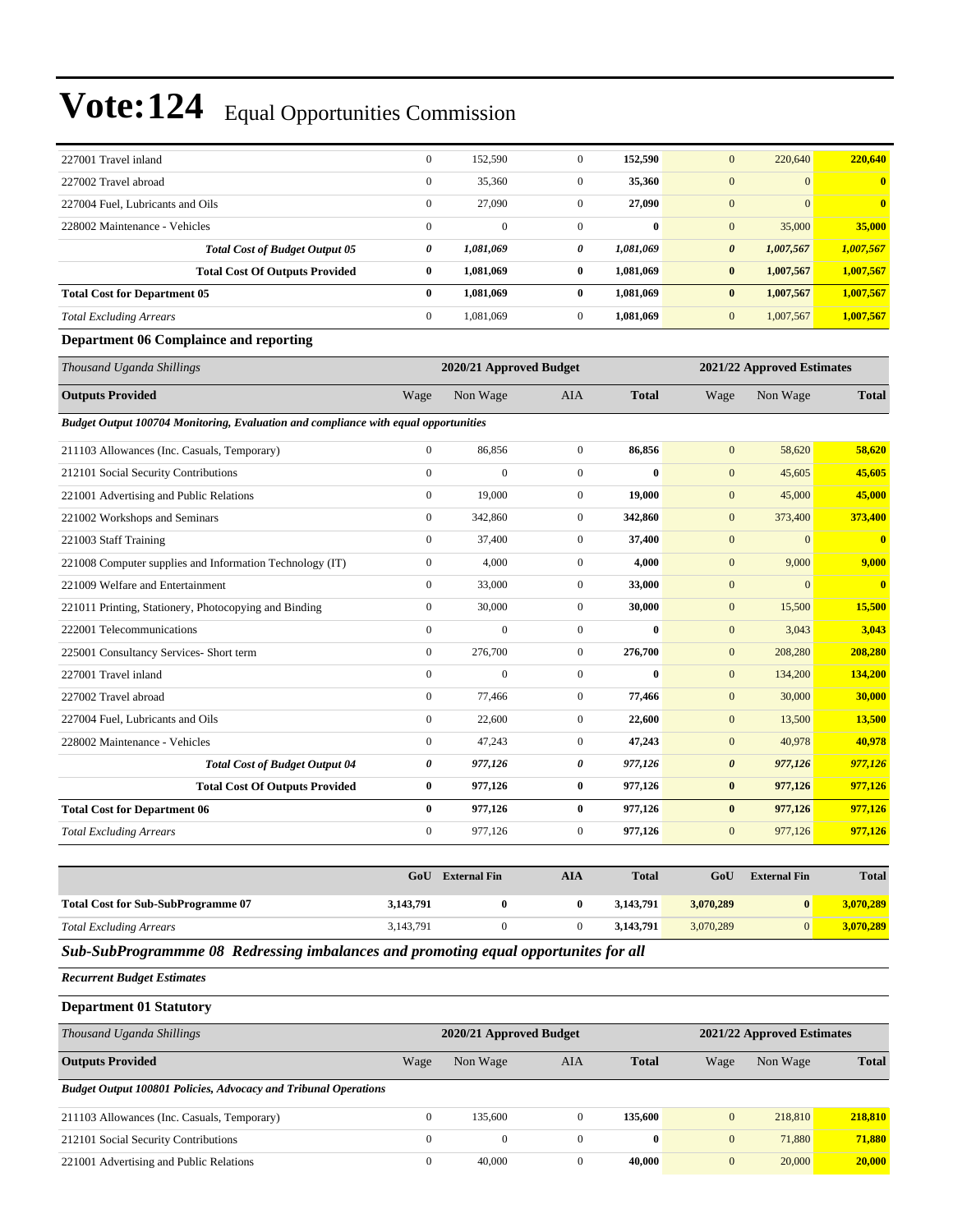# Vote:124 Equal Opportunities Commission

| | | | | | | | |
|---|---|---|---|---|---|---|---|
| 227001 Travel inland | 0 | 152,590 | 0 | **152,590** | 0 | 220,640 | **220,640** |
| 227002 Travel abroad | 0 | 35,360 | 0 | **35,360** | 0 | 0 | **0** |
| 227004 Fuel, Lubricants and Oils | 0 | 27,090 | 0 | **27,090** | 0 | 0 | **0** |
| 228002 Maintenance - Vehicles | 0 | 0 | 0 | **0** | 0 | 35,000 | **35,000** |
| ***Total Cost of Budget Output 05*** | ***0*** | ***1,081,069*** | ***0*** | ***1,081,069*** | ***0*** | ***1,007,567*** | ***1,007,567*** |
| **Total Cost Of Outputs Provided** | **0** | **1,081,069** | **0** | **1,081,069** | **0** | **1,007,567** | **1,007,567** |
| **Total Cost for Department 05** | **0** | **1,081,069** | **0** | **1,081,069** | **0** | **1,007,567** | **1,007,567** |
| *Total Excluding Arrears* | 0 | 1,081,069 | 0 | **1,081,069** | 0 | 1,007,567 | **1,007,567** |

### Department 06 Complaince and reporting

| *Thousand Uganda Shillings* | 2020/21 Approved Budget | | | | 2021/22 Approved Estimates | | |
|---|---|---|---|---|---|---|---|
| **Outputs Provided** | Wage | Non Wage | AIA | **Total** | Wage | Non Wage | **Total** |
| ***Budget Output 100704 Monitoring, Evaluation and compliance with equal opportunities*** | | | | | | | |
| 211103 Allowances (Inc. Casuals, Temporary) | 0 | 86,856 | 0 | **86,856** | 0 | 58,620 | **58,620** |
| 212101 Social Security Contributions | 0 | 0 | 0 | **0** | 0 | 45,605 | **45,605** |
| 221001 Advertising and Public Relations | 0 | 19,000 | 0 | **19,000** | 0 | 45,000 | **45,000** |
| 221002 Workshops and Seminars | 0 | 342,860 | 0 | **342,860** | 0 | 373,400 | **373,400** |
| 221003 Staff Training | 0 | 37,400 | 0 | **37,400** | 0 | 0 | **0** |
| 221008 Computer supplies and Information Technology (IT) | 0 | 4,000 | 0 | **4,000** | 0 | 9,000 | **9,000** |
| 221009 Welfare and Entertainment | 0 | 33,000 | 0 | **33,000** | 0 | 0 | **0** |
| 221011 Printing, Stationery, Photocopying and Binding | 0 | 30,000 | 0 | **30,000** | 0 | 15,500 | **15,500** |
| 222001 Telecommunications | 0 | 0 | 0 | **0** | 0 | 3,043 | **3,043** |
| 225001 Consultancy Services- Short term | 0 | 276,700 | 0 | **276,700** | 0 | 208,280 | **208,280** |
| 227001 Travel inland | 0 | 0 | 0 | **0** | 0 | 134,200 | **134,200** |
| 227002 Travel abroad | 0 | 77,466 | 0 | **77,466** | 0 | 30,000 | **30,000** |
| 227004 Fuel, Lubricants and Oils | 0 | 22,600 | 0 | **22,600** | 0 | 13,500 | **13,500** |
| 228002 Maintenance - Vehicles | 0 | 47,243 | 0 | **47,243** | 0 | 40,978 | **40,978** |
| ***Total Cost of Budget Output 04*** | ***0*** | ***977,126*** | ***0*** | ***977,126*** | ***0*** | ***977,126*** | ***977,126*** |
| **Total Cost Of Outputs Provided** | **0** | **977,126** | **0** | **977,126** | **0** | **977,126** | **977,126** |
| **Total Cost for Department 06** | **0** | **977,126** | **0** | **977,126** | **0** | **977,126** | **977,126** |
| *Total Excluding Arrears* | 0 | 977,126 | 0 | **977,126** | 0 | 977,126 | **977,126** |

| | GoU | External Fin | AIA | Total | GoU | External Fin | Total |
|---|---|---|---|---|---|---|---|
| **Total Cost for Sub-SubProgramme 07** | **3,143,791** | **0** | **0** | **3,143,791** | **3,070,289** | **0** | **3,070,289** |
| *Total Excluding Arrears* | 3,143,791 | 0 | 0 | **3,143,791** | 3,070,289 | 0 | **3,070,289** |

## *Sub-SubProgrammme 08 Redressing imbalances and promoting equal opportunites for all*

***Recurrent Budget Estimates***

### Department 01 Statutory

| *Thousand Uganda Shillings* | 2020/21 Approved Budget | | | | 2021/22 Approved Estimates | | |
|---|---|---|---|---|---|---|---|
| **Outputs Provided** | Wage | Non Wage | AIA | **Total** | Wage | Non Wage | **Total** |
| ***Budget Output 100801 Policies, Advocacy and Tribunal Operations*** | | | | | | | |
| 211103 Allowances (Inc. Casuals, Temporary) | 0 | 135,600 | 0 | **135,600** | 0 | 218,810 | **218,810** |
| 212101 Social Security Contributions | 0 | 0 | 0 | **0** | 0 | 71,880 | **71,880** |
| 221001 Advertising and Public Relations | 0 | 40,000 | 0 | **40,000** | 0 | 20,000 | **20,000** |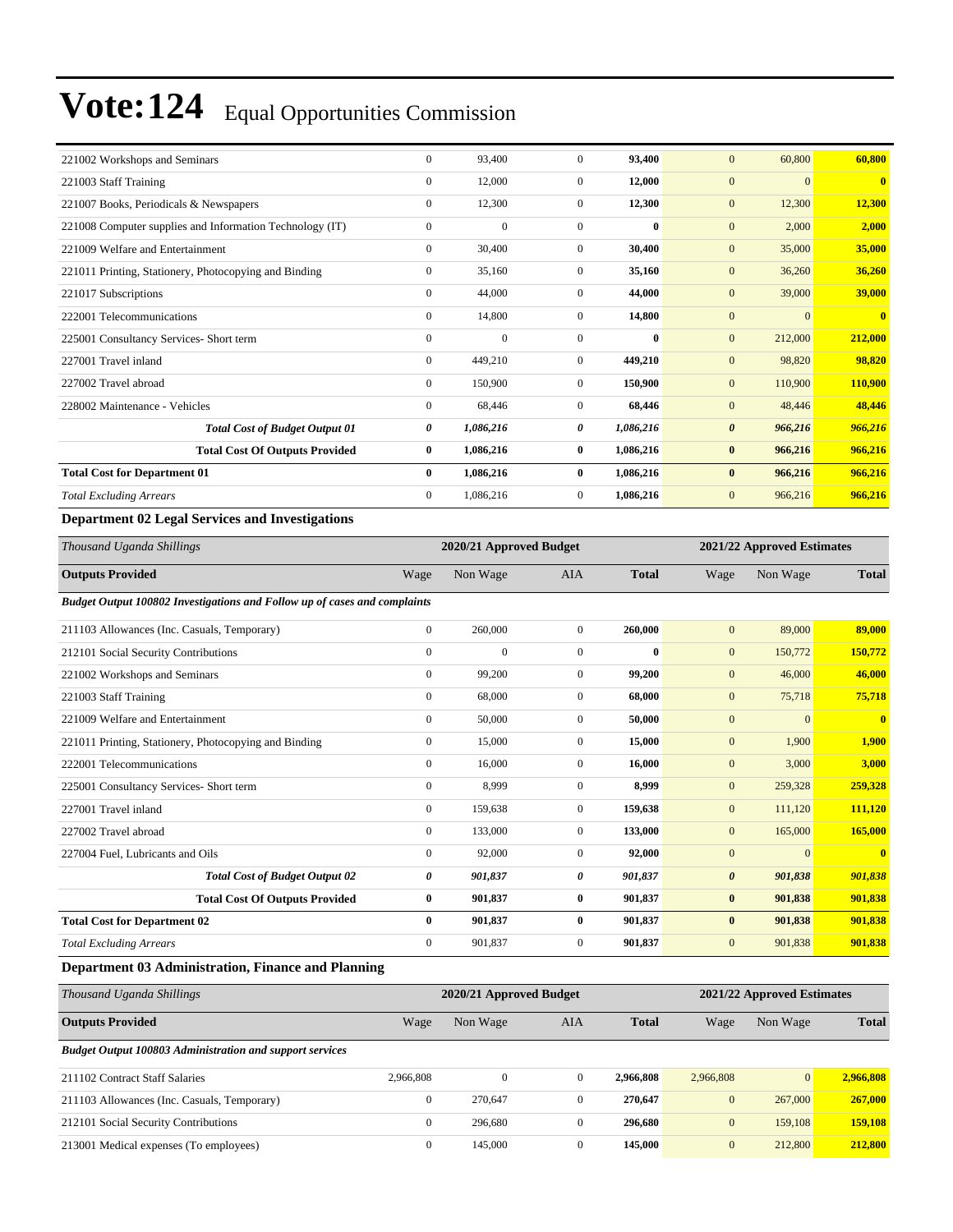# Vote:124 Equal Opportunities Commission

| | | | | | | | |
|---|---|---|---|---|---|---|---|
| 221002 Workshops and Seminars | 0 | 93,400 | 0 | 93,400 | 0 | 60,800 | 60,800 |
| 221003 Staff Training | 0 | 12,000 | 0 | 12,000 | 0 | 0 | 0 |
| 221007 Books, Periodicals & Newspapers | 0 | 12,300 | 0 | 12,300 | 0 | 12,300 | 12,300 |
| 221008 Computer supplies and Information Technology (IT) | 0 | 0 | 0 | 0 | 0 | 2,000 | 2,000 |
| 221009 Welfare and Entertainment | 0 | 30,400 | 0 | 30,400 | 0 | 35,000 | 35,000 |
| 221011 Printing, Stationery, Photocopying and Binding | 0 | 35,160 | 0 | 35,160 | 0 | 36,260 | 36,260 |
| 221017 Subscriptions | 0 | 44,000 | 0 | 44,000 | 0 | 39,000 | 39,000 |
| 222001 Telecommunications | 0 | 14,800 | 0 | 14,800 | 0 | 0 | 0 |
| 225001 Consultancy Services- Short term | 0 | 0 | 0 | 0 | 0 | 212,000 | 212,000 |
| 227001 Travel inland | 0 | 449,210 | 0 | 449,210 | 0 | 98,820 | 98,820 |
| 227002 Travel abroad | 0 | 150,900 | 0 | 150,900 | 0 | 110,900 | 110,900 |
| 228002 Maintenance - Vehicles | 0 | 68,446 | 0 | 68,446 | 0 | 48,446 | 48,446 |
| ***Total Cost of Budget Output 01*** | ***0*** | ***1,086,216*** | ***0*** | ***1,086,216*** | ***0*** | ***966,216*** | ***966,216*** |
| **Total Cost Of Outputs Provided** | **0** | **1,086,216** | **0** | **1,086,216** | **0** | **966,216** | **966,216** |
| **Total Cost for Department 01** | **0** | **1,086,216** | **0** | **1,086,216** | **0** | **966,216** | **966,216** |
| *Total Excluding Arrears* | 0 | 1,086,216 | 0 | 1,086,216 | 0 | 966,216 | 966,216 |

### Department 02 Legal Services and Investigations

| *Thousand Uganda Shillings* | 2020/21 Approved Budget | | | | 2021/22 Approved Estimates | | |
|---|---|---|---|---|---|---|---|
| **Outputs Provided** | Wage | Non Wage | AIA | **Total** | Wage | Non Wage | **Total** |
| ***Budget Output 100802 Investigations and Follow up of cases and complaints*** | | | | | | | |
| 211103 Allowances (Inc. Casuals, Temporary) | 0 | 260,000 | 0 | 260,000 | 0 | 89,000 | 89,000 |
| 212101 Social Security Contributions | 0 | 0 | 0 | 0 | 0 | 150,772 | 150,772 |
| 221002 Workshops and Seminars | 0 | 99,200 | 0 | 99,200 | 0 | 46,000 | 46,000 |
| 221003 Staff Training | 0 | 68,000 | 0 | 68,000 | 0 | 75,718 | 75,718 |
| 221009 Welfare and Entertainment | 0 | 50,000 | 0 | 50,000 | 0 | 0 | 0 |
| 221011 Printing, Stationery, Photocopying and Binding | 0 | 15,000 | 0 | 15,000 | 0 | 1,900 | 1,900 |
| 222001 Telecommunications | 0 | 16,000 | 0 | 16,000 | 0 | 3,000 | 3,000 |
| 225001 Consultancy Services- Short term | 0 | 8,999 | 0 | 8,999 | 0 | 259,328 | 259,328 |
| 227001 Travel inland | 0 | 159,638 | 0 | 159,638 | 0 | 111,120 | 111,120 |
| 227002 Travel abroad | 0 | 133,000 | 0 | 133,000 | 0 | 165,000 | 165,000 |
| 227004 Fuel, Lubricants and Oils | 0 | 92,000 | 0 | 92,000 | 0 | 0 | 0 |
| ***Total Cost of Budget Output 02*** | ***0*** | ***901,837*** | ***0*** | ***901,837*** | ***0*** | ***901,838*** | ***901,838*** |
| **Total Cost Of Outputs Provided** | **0** | **901,837** | **0** | **901,837** | **0** | **901,838** | **901,838** |
| **Total Cost for Department 02** | **0** | **901,837** | **0** | **901,837** | **0** | **901,838** | **901,838** |
| *Total Excluding Arrears* | 0 | 901,837 | 0 | 901,837 | 0 | 901,838 | 901,838 |

### Department 03 Administration, Finance and Planning

| *Thousand Uganda Shillings* | 2020/21 Approved Budget | | | | 2021/22 Approved Estimates | | |
|---|---|---|---|---|---|---|---|
| **Outputs Provided** | Wage | Non Wage | AIA | **Total** | Wage | Non Wage | **Total** |
| ***Budget Output 100803 Administration and support services*** | | | | | | | |
| 211102 Contract Staff Salaries | 2,966,808 | 0 | 0 | 2,966,808 | 2,966,808 | 0 | 2,966,808 |
| 211103 Allowances (Inc. Casuals, Temporary) | 0 | 270,647 | 0 | 270,647 | 0 | 267,000 | 267,000 |
| 212101 Social Security Contributions | 0 | 296,680 | 0 | 296,680 | 0 | 159,108 | 159,108 |
| 213001 Medical expenses (To employees) | 0 | 145,000 | 0 | 145,000 | 0 | 212,800 | 212,800 |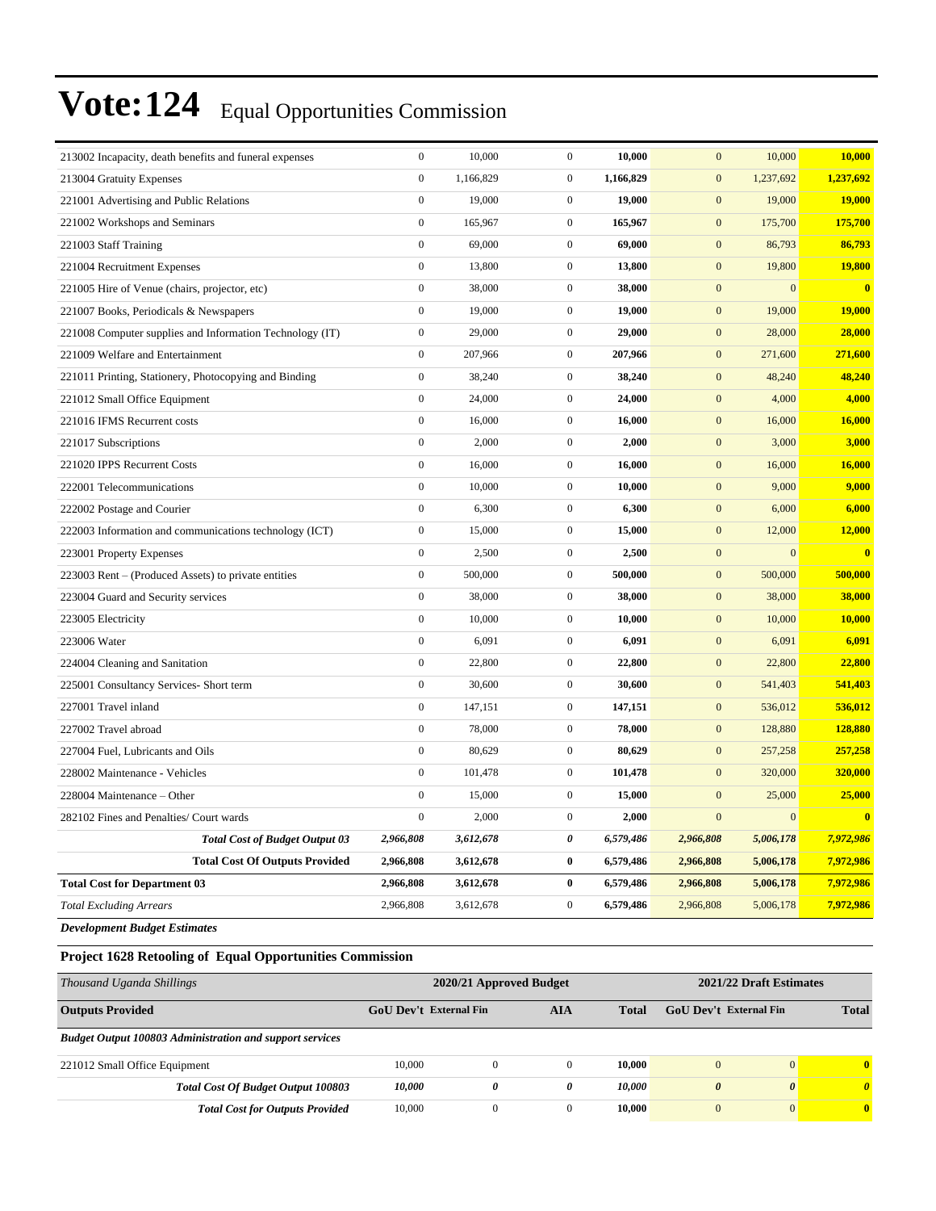# Vote:124 Equal Opportunities Commission

| | | | | | | | |
|---|---|---|---|---|---|---|---|
| 213002 Incapacity, death benefits and funeral expenses | 0 | 10,000 | 0 | **10,000** | 0 | 10,000 | **10,000** |
| 213004 Gratuity Expenses | 0 | 1,166,829 | 0 | **1,166,829** | 0 | 1,237,692 | **1,237,692** |
| 221001 Advertising and Public Relations | 0 | 19,000 | 0 | **19,000** | 0 | 19,000 | **19,000** |
| 221002 Workshops and Seminars | 0 | 165,967 | 0 | **165,967** | 0 | 175,700 | **175,700** |
| 221003 Staff Training | 0 | 69,000 | 0 | **69,000** | 0 | 86,793 | **86,793** |
| 221004 Recruitment Expenses | 0 | 13,800 | 0 | **13,800** | 0 | 19,800 | **19,800** |
| 221005 Hire of Venue (chairs, projector, etc) | 0 | 38,000 | 0 | **38,000** | 0 | 0 | **0** |
| 221007 Books, Periodicals & Newspapers | 0 | 19,000 | 0 | **19,000** | 0 | 19,000 | **19,000** |
| 221008 Computer supplies and Information Technology (IT) | 0 | 29,000 | 0 | **29,000** | 0 | 28,000 | **28,000** |
| 221009 Welfare and Entertainment | 0 | 207,966 | 0 | **207,966** | 0 | 271,600 | **271,600** |
| 221011 Printing, Stationery, Photocopying and Binding | 0 | 38,240 | 0 | **38,240** | 0 | 48,240 | **48,240** |
| 221012 Small Office Equipment | 0 | 24,000 | 0 | **24,000** | 0 | 4,000 | **4,000** |
| 221016 IFMS Recurrent costs | 0 | 16,000 | 0 | **16,000** | 0 | 16,000 | **16,000** |
| 221017 Subscriptions | 0 | 2,000 | 0 | **2,000** | 0 | 3,000 | **3,000** |
| 221020 IPPS Recurrent Costs | 0 | 16,000 | 0 | **16,000** | 0 | 16,000 | **16,000** |
| 222001 Telecommunications | 0 | 10,000 | 0 | **10,000** | 0 | 9,000 | **9,000** |
| 222002 Postage and Courier | 0 | 6,300 | 0 | **6,300** | 0 | 6,000 | **6,000** |
| 222003 Information and communications technology (ICT) | 0 | 15,000 | 0 | **15,000** | 0 | 12,000 | **12,000** |
| 223001 Property Expenses | 0 | 2,500 | 0 | **2,500** | 0 | 0 | **0** |
| 223003 Rent – (Produced Assets) to private entities | 0 | 500,000 | 0 | **500,000** | 0 | 500,000 | **500,000** |
| 223004 Guard and Security services | 0 | 38,000 | 0 | **38,000** | 0 | 38,000 | **38,000** |
| 223005 Electricity | 0 | 10,000 | 0 | **10,000** | 0 | 10,000 | **10,000** |
| 223006 Water | 0 | 6,091 | 0 | **6,091** | 0 | 6,091 | **6,091** |
| 224004 Cleaning and Sanitation | 0 | 22,800 | 0 | **22,800** | 0 | 22,800 | **22,800** |
| 225001 Consultancy Services- Short term | 0 | 30,600 | 0 | **30,600** | 0 | 541,403 | **541,403** |
| 227001 Travel inland | 0 | 147,151 | 0 | **147,151** | 0 | 536,012 | **536,012** |
| 227002 Travel abroad | 0 | 78,000 | 0 | **78,000** | 0 | 128,880 | **128,880** |
| 227004 Fuel, Lubricants and Oils | 0 | 80,629 | 0 | **80,629** | 0 | 257,258 | **257,258** |
| 228002 Maintenance - Vehicles | 0 | 101,478 | 0 | **101,478** | 0 | 320,000 | **320,000** |
| 228004 Maintenance – Other | 0 | 15,000 | 0 | **15,000** | 0 | 25,000 | **25,000** |
| 282102 Fines and Penalties/ Court wards | 0 | 2,000 | 0 | **2,000** | 0 | 0 | **0** |
| ***Total Cost of Budget Output 03*** | ***2,966,808*** | ***3,612,678*** | ***0*** | ***6,579,486*** | ***2,966,808*** | ***5,006,178*** | ***7,972,986*** |
| **Total Cost Of Outputs Provided** | **2,966,808** | **3,612,678** | **0** | **6,579,486** | **2,966,808** | **5,006,178** | **7,972,986** |
| **Total Cost for Department 03** | **2,966,808** | **3,612,678** | **0** | **6,579,486** | **2,966,808** | **5,006,178** | **7,972,986** |
| *Total Excluding Arrears* | 2,966,808 | 3,612,678 | 0 | **6,579,486** | 2,966,808 | 5,006,178 | **7,972,986** |

***Development Budget Estimates***

### Project 1628 Retooling of Equal Opportunities Commission

| *Thousand Uganda Shillings* | 2020/21 Approved Budget | | | | 2021/22 Draft Estimates | | |
|---|---|---|---|---|---|---|---|
| **Outputs Provided** | **GoU Dev't** | **External Fin** | **AIA** | **Total** | **GoU Dev't** | **External Fin** | **Total** |
| ***Budget Output 100803 Administration and support services*** | | | | | | | |
| 221012 Small Office Equipment | 10,000 | 0 | 0 | **10,000** | 0 | 0 | **0** |
| ***Total Cost Of Budget Output 100803*** | ***10,000*** | ***0*** | ***0*** | ***10,000*** | ***0*** | ***0*** | ***0*** |
| ***Total Cost for Outputs Provided*** | 10,000 | 0 | 0 | **10,000** | 0 | 0 | **0** |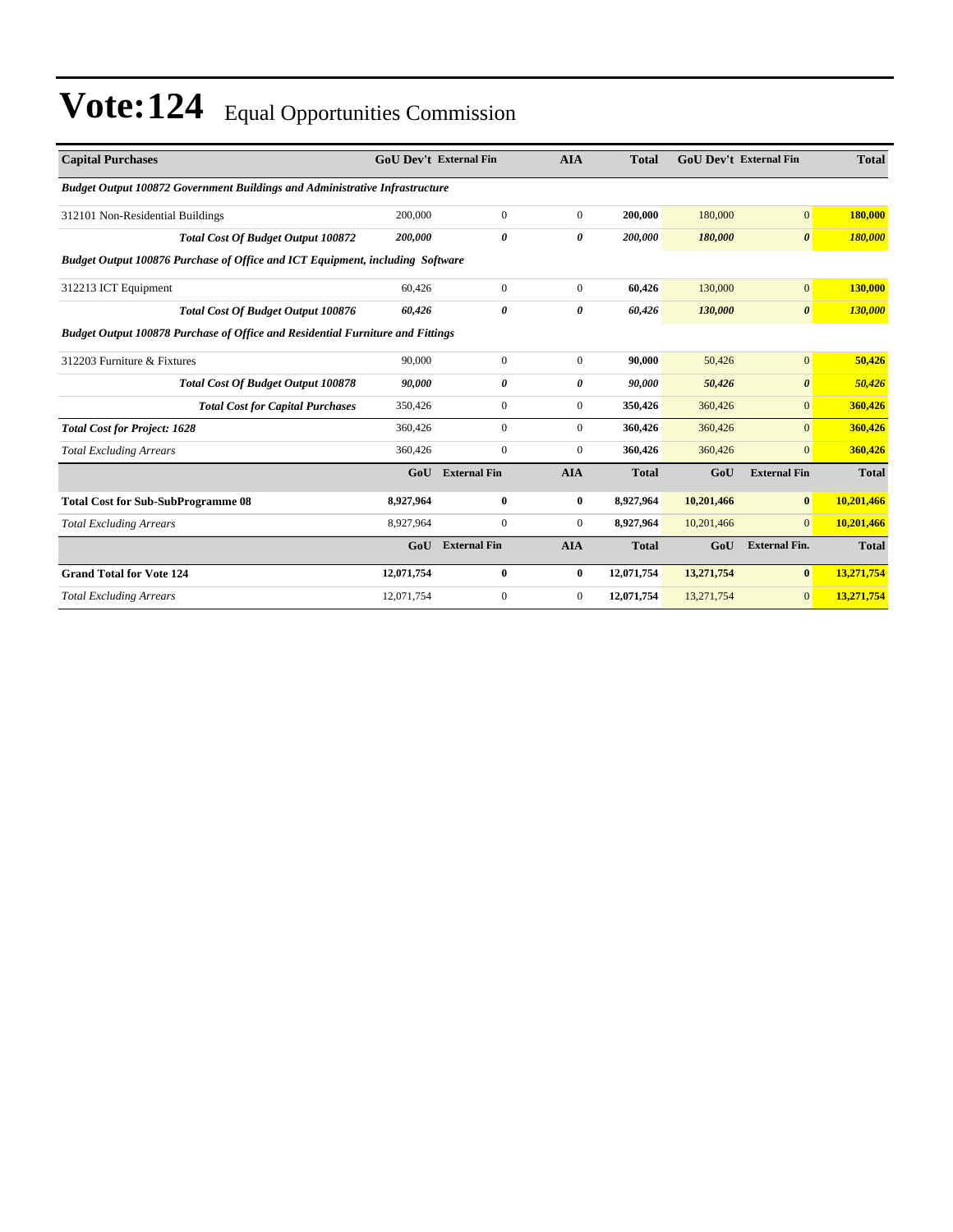# Vote:124 Equal Opportunities Commission

| Capital Purchases | GoU Dev't | External Fin | AIA | Total | GoU Dev't | External Fin | Total |
|---|---|---|---|---|---|---|---|
| ***Budget Output 100872 Government Buildings and Administrative Infrastructure*** | | | | | | | |
| 312101 Non-Residential Buildings | 200,000 | 0 | 0 | **200,000** | 180,000 | 0 | **180,000** |
| ***Total Cost Of Budget Output 100872*** | ***200,000*** | ***0*** | ***0*** | ***200,000*** | ***180,000*** | ***0*** | ***180,000*** |
| ***Budget Output 100876 Purchase of Office and ICT Equipment, including Software*** | | | | | | | |
| 312213 ICT Equipment | 60,426 | 0 | 0 | **60,426** | 130,000 | 0 | **130,000** |
| ***Total Cost Of Budget Output 100876*** | ***60,426*** | ***0*** | ***0*** | ***60,426*** | ***130,000*** | ***0*** | ***130,000*** |
| ***Budget Output 100878 Purchase of Office and Residential Furniture and Fittings*** | | | | | | | |
| 312203 Furniture & Fixtures | 90,000 | 0 | 0 | **90,000** | 50,426 | 0 | **50,426** |
| ***Total Cost Of Budget Output 100878*** | ***90,000*** | ***0*** | ***0*** | ***90,000*** | ***50,426*** | ***0*** | ***50,426*** |
| ***Total Cost for Capital Purchases*** | 350,426 | 0 | 0 | **350,426** | 360,426 | 0 | **360,426** |
| ***Total Cost for Project: 1628*** | 360,426 | 0 | 0 | **360,426** | 360,426 | 0 | **360,426** |
| *Total Excluding Arrears* | 360,426 | 0 | 0 | **360,426** | 360,426 | 0 | **360,426** |
| | **GoU** | **External Fin** | **AIA** | **Total** | **GoU** | **External Fin** | **Total** |
| **Total Cost for Sub-SubProgramme 08** | **8,927,964** | **0** | **0** | **8,927,964** | **10,201,466** | **0** | **10,201,466** |
| *Total Excluding Arrears* | 8,927,964 | 0 | 0 | **8,927,964** | 10,201,466 | 0 | **10,201,466** |
| | **GoU** | **External Fin** | **AIA** | **Total** | **GoU** | **External Fin.** | **Total** |
| **Grand Total for Vote 124** | **12,071,754** | **0** | **0** | **12,071,754** | **13,271,754** | **0** | **13,271,754** |
| *Total Excluding Arrears* | 12,071,754 | 0 | 0 | **12,071,754** | 13,271,754 | 0 | **13,271,754** |